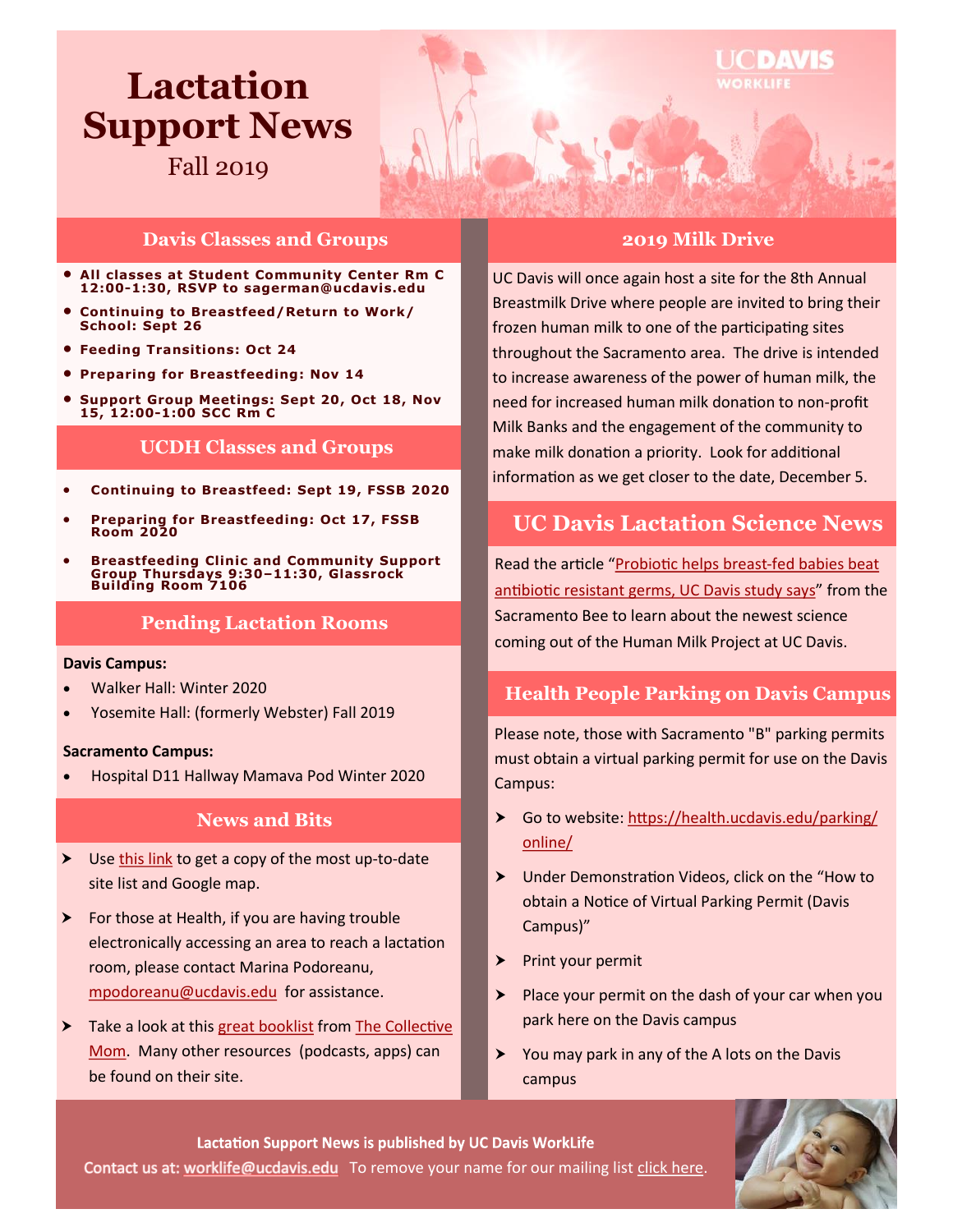# Lactation Support News

Fall 2019

UC DAVIS WORKLIFE

## Davis Classes and Groups

- **All classes at Student Community Center Rm C 12:00-1:30, RSVP to sagerman@ucdavis.edu**
- **Continuing to Breastfeed/Return to Work/ School: Sept 26**
- **Feeding Transitions: Oct 24**
- **Preparing for Breastfeeding: Nov 14**
- **Support Group Meetings: Sept 20, Oct 18, Nov 15, 12:00-1:00 SCC Rm C**

## UCDH Classes and Groups

- **Continuing to Breastfeed: Sept 19, FSSB 2020**
- **Preparing for Breastfeeding: Oct 17, FSSB Room 2020**
- **Breastfeeding Clinic and Community Support Group Thursdays 9:30–11:30, Glassrock Building Room 7106**

## Pending Lactation Rooms

**Davis Campus:**

- Walker Hall: Winter 2020
- Yosemite Hall: (formerly Webster) Fall 2019

**Sacramento Campus:**

- Hospital D11 Hallway Mamava Pod Winter 2020

## News and Bits

- Use this link to get a copy of the most up-to-date site list and Google map.
- For those at Health, if you are having trouble electronically accessing an area to reach a lactation room, please contact Marina Podoreanu, mpodoreanu@ucdavis.edu for assistance.
- Take a look at this great booklist from The Collective Mom. Many other resources (podcasts, apps) can be found on their site.

## 2019 Milk Drive

UC Davis will once again host a site for the 8th Annual Breastmilk Drive where people are invited to bring their frozen human milk to one of the participating sites throughout the Sacramento area. The drive is intended to increase awareness of the power of human milk, the need for increased human milk donation to non-profit Milk Banks and the engagement of the community to make milk donation a priority. Look for additional information as we get closer to the date, December 5.

## UC Davis Lactation Science News

Read the article "Probiotic helps breast-fed babies beat antibiotic resistant germs, UC Davis study says" from the Sacramento Bee to learn about the newest science coming out of the Human Milk Project at UC Davis.

## Health People Parking on Davis Campus

Please note, those with Sacramento "B" parking permits must obtain a virtual parking permit for use on the Davis Campus:

- Go to website: https://health.ucdavis.edu/parking/online/
- Under Demonstration Videos, click on the "How to obtain a Notice of Virtual Parking Permit (Davis Campus)"
- Print your permit
- Place your permit on the dash of your car when you park here on the Davis campus
- You may park in any of the A lots on the Davis campus

**Lactation Support News is published by UC Davis WorkLife**

**Contact us at: worklife@ucdavis.edu** To remove your name for our mailing list click here.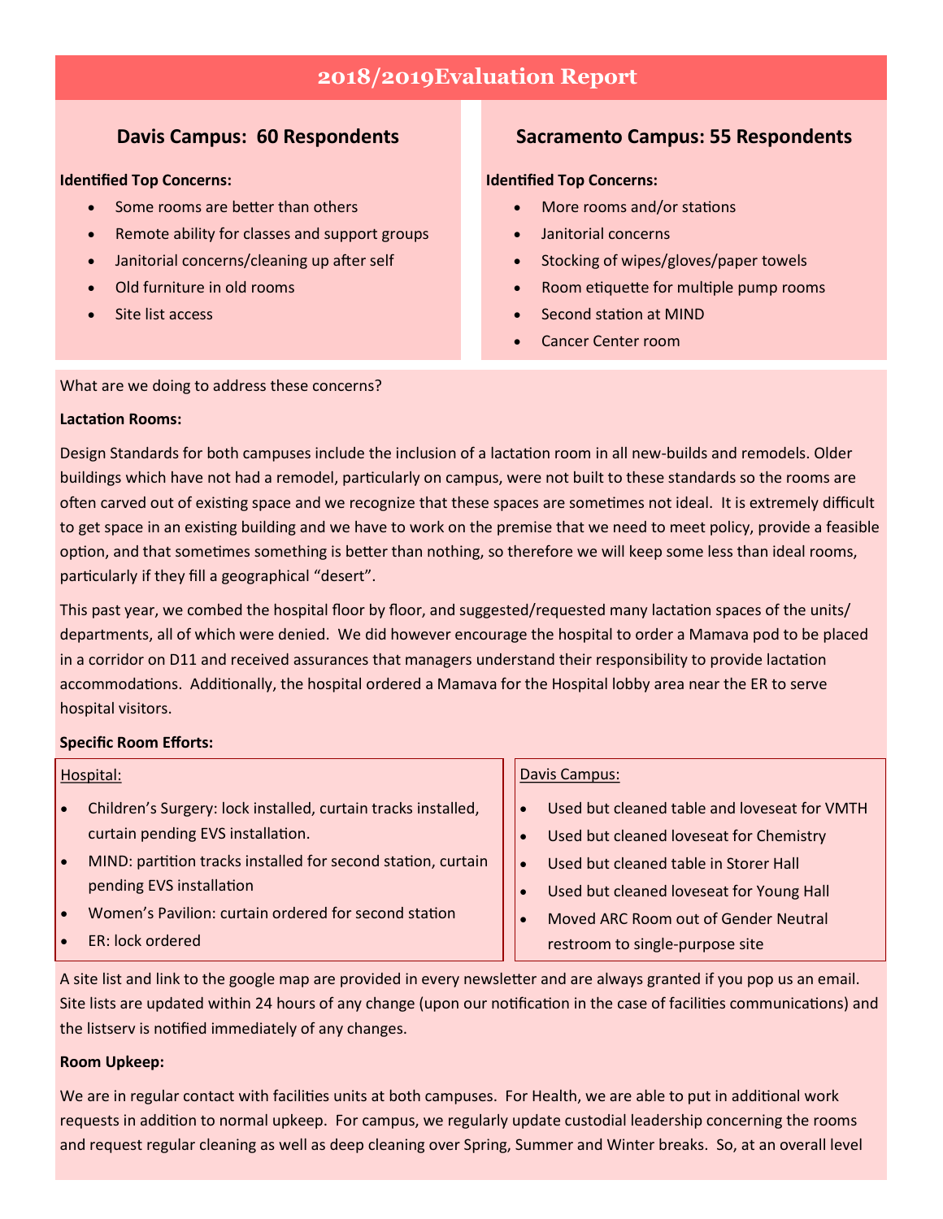# 2018/2019Evaluation Report

## Davis Campus: 60 Respondents

**Identified Top Concerns:**

- Some rooms are better than others
- Remote ability for classes and support groups
- Janitorial concerns/cleaning up after self
- Old furniture in old rooms
- Site list access

## Sacramento Campus: 55 Respondents

**Identified Top Concerns:**

- More rooms and/or stations
- Janitorial concerns
- Stocking of wipes/gloves/paper towels
- Room etiquette for multiple pump rooms
- Second station at MIND
- Cancer Center room

What are we doing to address these concerns?

**Lactation Rooms:**

Design Standards for both campuses include the inclusion of a lactation room in all new-builds and remodels. Older buildings which have not had a remodel, particularly on campus, were not built to these standards so the rooms are often carved out of existing space and we recognize that these spaces are sometimes not ideal. It is extremely difficult to get space in an existing building and we have to work on the premise that we need to meet policy, provide a feasible option, and that sometimes something is better than nothing, so therefore we will keep some less than ideal rooms, particularly if they fill a geographical "desert".

This past year, we combed the hospital floor by floor, and suggested/requested many lactation spaces of the units/ departments, all of which were denied. We did however encourage the hospital to order a Mamava pod to be placed in a corridor on D11 and received assurances that managers understand their responsibility to provide lactation accommodations. Additionally, the hospital ordered a Mamava for the Hospital lobby area near the ER to serve hospital visitors.

**Specific Room Efforts:**

Hospital:

- Children's Surgery: lock installed, curtain tracks installed, curtain pending EVS installation.
- MIND: partition tracks installed for second station, curtain pending EVS installation
- Women's Pavilion: curtain ordered for second station
- ER: lock ordered

Davis Campus:

- Used but cleaned table and loveseat for VMTH
- Used but cleaned loveseat for Chemistry
- Used but cleaned table in Storer Hall
- Used but cleaned loveseat for Young Hall
- Moved ARC Room out of Gender Neutral restroom to single-purpose site

A site list and link to the google map are provided in every newsletter and are always granted if you pop us an email. Site lists are updated within 24 hours of any change (upon our notification in the case of facilities communications) and the listserv is notified immediately of any changes.

**Room Upkeep:**

We are in regular contact with facilities units at both campuses. For Health, we are able to put in additional work requests in addition to normal upkeep. For campus, we regularly update custodial leadership concerning the rooms and request regular cleaning as well as deep cleaning over Spring, Summer and Winter breaks. So, at an overall level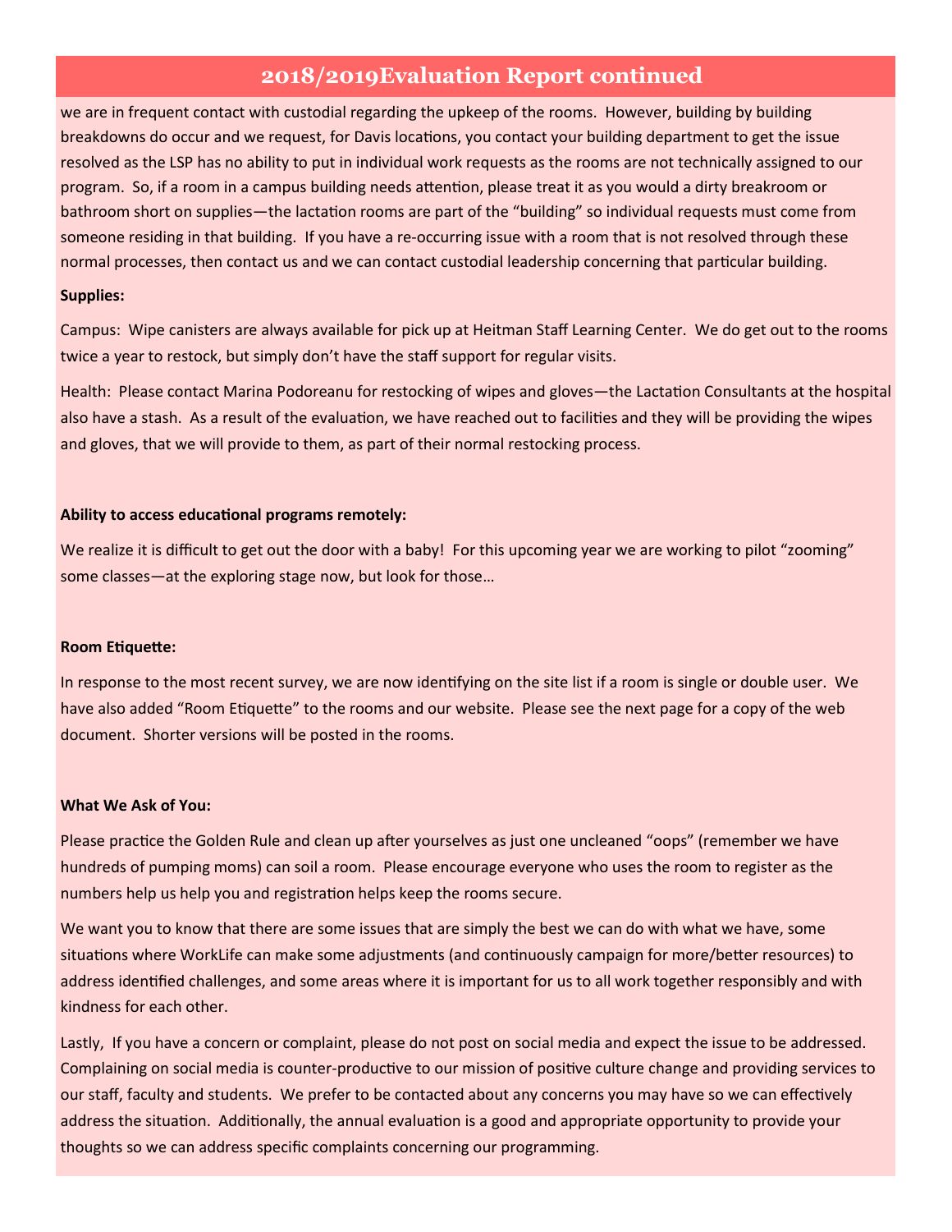# 2018/2019Evaluation Report continued

we are in frequent contact with custodial regarding the upkeep of the rooms. However, building by building breakdowns do occur and we request, for Davis locations, you contact your building department to get the issue resolved as the LSP has no ability to put in individual work requests as the rooms are not technically assigned to our program. So, if a room in a campus building needs attention, please treat it as you would a dirty breakroom or bathroom short on supplies—the lactation rooms are part of the "building" so individual requests must come from someone residing in that building. If you have a re-occurring issue with a room that is not resolved through these normal processes, then contact us and we can contact custodial leadership concerning that particular building.

**Supplies:**

Campus: Wipe canisters are always available for pick up at Heitman Staff Learning Center. We do get out to the rooms twice a year to restock, but simply don't have the staff support for regular visits.

Health: Please contact Marina Podoreanu for restocking of wipes and gloves—the Lactation Consultants at the hospital also have a stash. As a result of the evaluation, we have reached out to facilities and they will be providing the wipes and gloves, that we will provide to them, as part of their normal restocking process.

**Ability to access educational programs remotely:**

We realize it is difficult to get out the door with a baby! For this upcoming year we are working to pilot "zooming" some classes—at the exploring stage now, but look for those…

**Room Etiquette:**

In response to the most recent survey, we are now identifying on the site list if a room is single or double user. We have also added "Room Etiquette" to the rooms and our website. Please see the next page for a copy of the web document. Shorter versions will be posted in the rooms.

**What We Ask of You:**

Please practice the Golden Rule and clean up after yourselves as just one uncleaned "oops" (remember we have hundreds of pumping moms) can soil a room. Please encourage everyone who uses the room to register as the numbers help us help you and registration helps keep the rooms secure.

We want you to know that there are some issues that are simply the best we can do with what we have, some situations where WorkLife can make some adjustments (and continuously campaign for more/better resources) to address identified challenges, and some areas where it is important for us to all work together responsibly and with kindness for each other.

Lastly, If you have a concern or complaint, please do not post on social media and expect the issue to be addressed. Complaining on social media is counter-productive to our mission of positive culture change and providing services to our staff, faculty and students. We prefer to be contacted about any concerns you may have so we can effectively address the situation. Additionally, the annual evaluation is a good and appropriate opportunity to provide your thoughts so we can address specific complaints concerning our programming.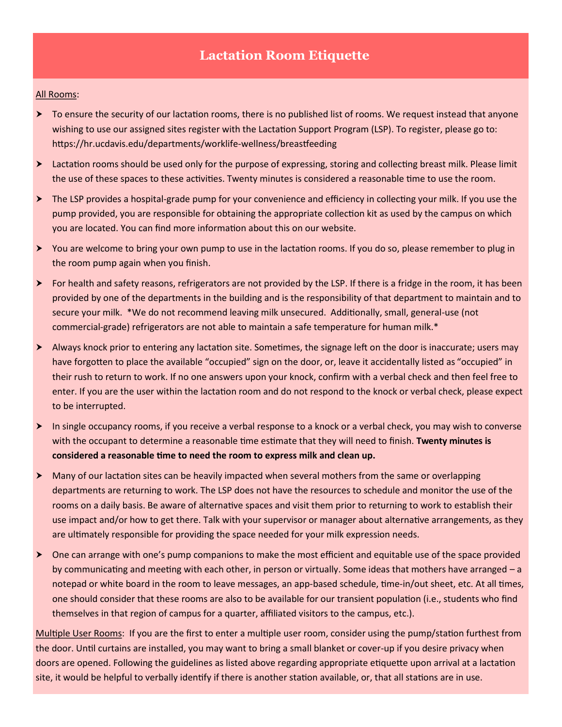# Lactation Room Etiquette

All Rooms:

- To ensure the security of our lactation rooms, there is no published list of rooms. We request instead that anyone wishing to use our assigned sites register with the Lactation Support Program (LSP). To register, please go to: https://hr.ucdavis.edu/departments/worklife-wellness/breastfeeding
- Lactation rooms should be used only for the purpose of expressing, storing and collecting breast milk. Please limit the use of these spaces to these activities. Twenty minutes is considered a reasonable time to use the room.
- The LSP provides a hospital-grade pump for your convenience and efficiency in collecting your milk. If you use the pump provided, you are responsible for obtaining the appropriate collection kit as used by the campus on which you are located. You can find more information about this on our website.
- You are welcome to bring your own pump to use in the lactation rooms. If you do so, please remember to plug in the room pump again when you finish.
- For health and safety reasons, refrigerators are not provided by the LSP. If there is a fridge in the room, it has been provided by one of the departments in the building and is the responsibility of that department to maintain and to secure your milk. *We do not recommend leaving milk unsecured. Additionally, small, general-use (not commercial-grade) refrigerators are not able to maintain a safe temperature for human milk.*
- Always knock prior to entering any lactation site. Sometimes, the signage left on the door is inaccurate; users may have forgotten to place the available "occupied" sign on the door, or, leave it accidentally listed as "occupied" in their rush to return to work. If no one answers upon your knock, confirm with a verbal check and then feel free to enter. If you are the user within the lactation room and do not respond to the knock or verbal check, please expect to be interrupted.
- In single occupancy rooms, if you receive a verbal response to a knock or a verbal check, you may wish to converse with the occupant to determine a reasonable time estimate that they will need to finish. **Twenty minutes is considered a reasonable time to need the room to express milk and clean up.**
- Many of our lactation sites can be heavily impacted when several mothers from the same or overlapping departments are returning to work. The LSP does not have the resources to schedule and monitor the use of the rooms on a daily basis. Be aware of alternative spaces and visit them prior to returning to work to establish their use impact and/or how to get there. Talk with your supervisor or manager about alternative arrangements, as they are ultimately responsible for providing the space needed for your milk expression needs.
- One can arrange with one's pump companions to make the most efficient and equitable use of the space provided by communicating and meeting with each other, in person or virtually. Some ideas that mothers have arranged – a notepad or white board in the room to leave messages, an app-based schedule, time-in/out sheet, etc. At all times, one should consider that these rooms are also to be available for our transient population (i.e., students who find themselves in that region of campus for a quarter, affiliated visitors to the campus, etc.).

Multiple User Rooms: If you are the first to enter a multiple user room, consider using the pump/station furthest from the door. Until curtains are installed, you may want to bring a small blanket or cover-up if you desire privacy when doors are opened. Following the guidelines as listed above regarding appropriate etiquette upon arrival at a lactation site, it would be helpful to verbally identify if there is another station available, or, that all stations are in use.